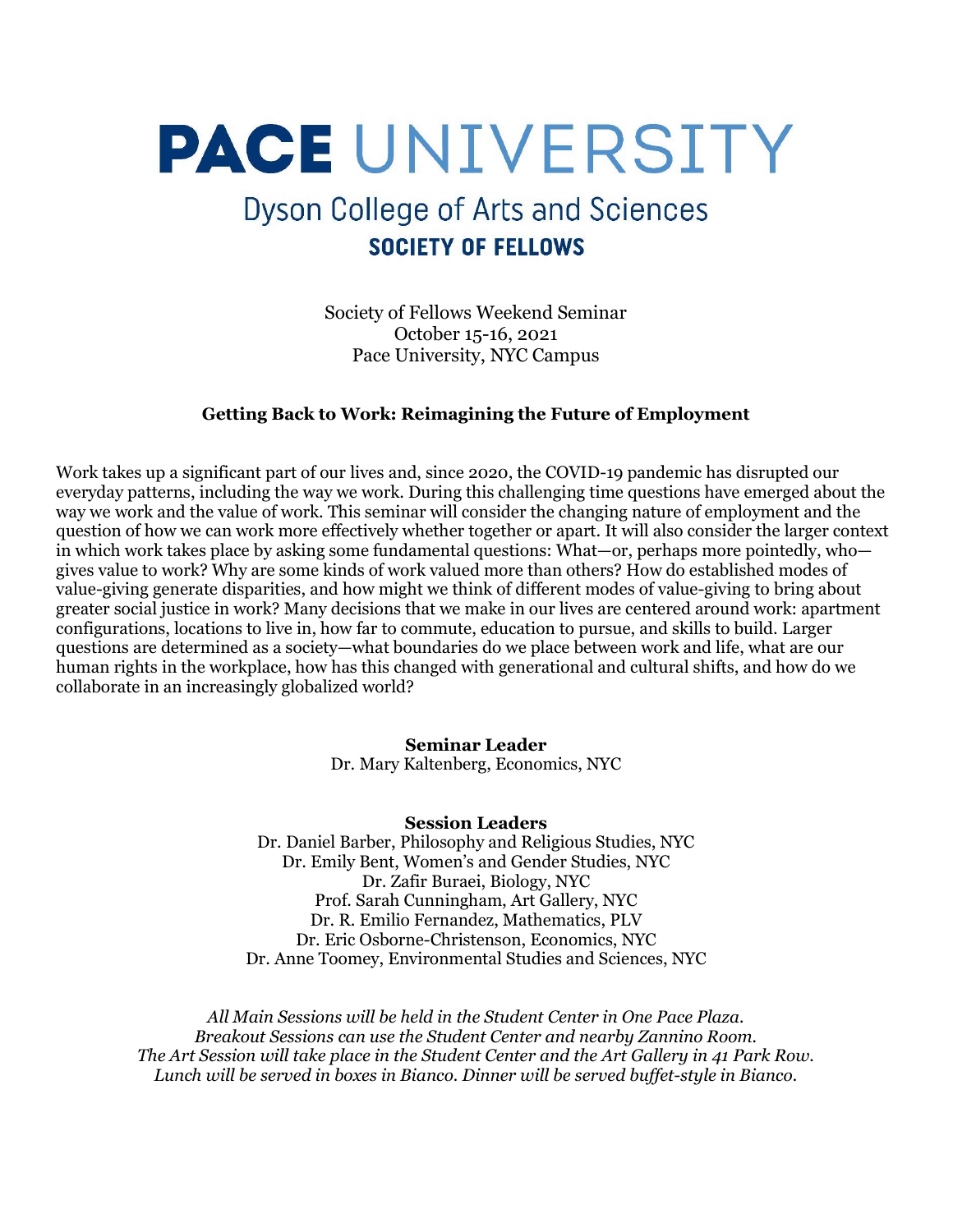# PACE UNIVERSITY

## Dyson College of Arts and Sciences

### SOCIETY OF FELLOWS

Society of Fellows Weekend Seminar
October 15-16, 2021
Pace University, NYC Campus

**Getting Back to Work: Reimagining the Future of Employment**

Work takes up a significant part of our lives and, since 2020, the COVID-19 pandemic has disrupted our everyday patterns, including the way we work. During this challenging time questions have emerged about the way we work and the value of work. This seminar will consider the changing nature of employment and the question of how we can work more effectively whether together or apart. It will also consider the larger context in which work takes place by asking some fundamental questions: What—or, perhaps more pointedly, who—gives value to work? Why are some kinds of work valued more than others? How do established modes of value-giving generate disparities, and how might we think of different modes of value-giving to bring about greater social justice in work? Many decisions that we make in our lives are centered around work: apartment configurations, locations to live in, how far to commute, education to pursue, and skills to build. Larger questions are determined as a society—what boundaries do we place between work and life, what are our human rights in the workplace, how has this changed with generational and cultural shifts, and how do we collaborate in an increasingly globalized world?

**Seminar Leader**
Dr. Mary Kaltenberg, Economics, NYC

**Session Leaders**
Dr. Daniel Barber, Philosophy and Religious Studies, NYC
Dr. Emily Bent, Women's and Gender Studies, NYC
Dr. Zafir Buraei, Biology, NYC
Prof. Sarah Cunningham, Art Gallery, NYC
Dr. R. Emilio Fernandez, Mathematics, PLV
Dr. Eric Osborne-Christenson, Economics, NYC
Dr. Anne Toomey, Environmental Studies and Sciences, NYC

*All Main Sessions will be held in the Student Center in One Pace Plaza.*
*Breakout Sessions can use the Student Center and nearby Zannino Room.*
*The Art Session will take place in the Student Center and the Art Gallery in 41 Park Row.*
*Lunch will be served in boxes in Bianco. Dinner will be served buffet-style in Bianco.*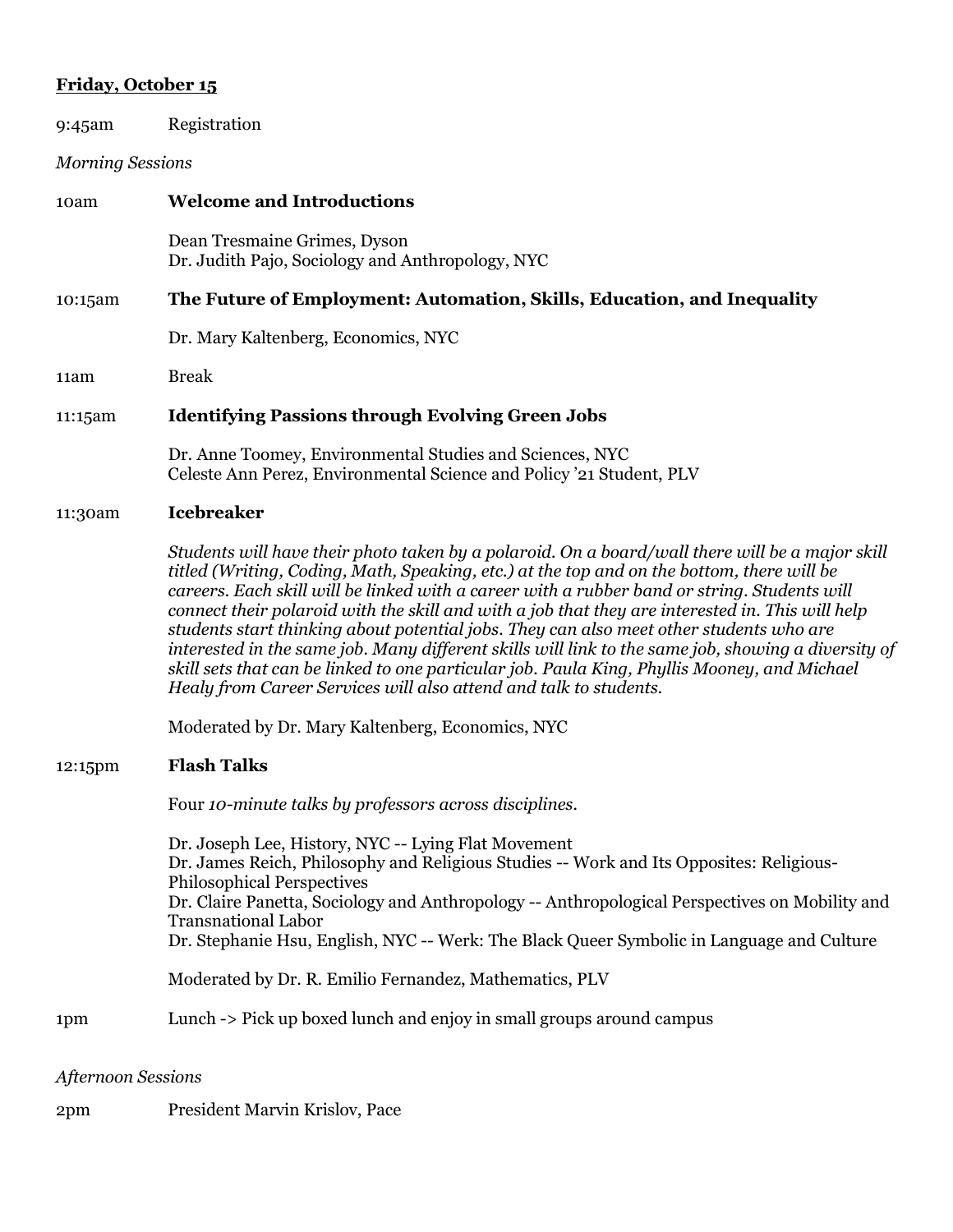**Friday, October 15**

9:45am Registration

*Morning Sessions*

10am **Welcome and Introductions**

Dean Tresmaine Grimes, Dyson
Dr. Judith Pajo, Sociology and Anthropology, NYC

10:15am **The Future of Employment: Automation, Skills, Education, and Inequality**

Dr. Mary Kaltenberg, Economics, NYC

11am Break

11:15am **Identifying Passions through Evolving Green Jobs**

Dr. Anne Toomey, Environmental Studies and Sciences, NYC
Celeste Ann Perez, Environmental Science and Policy '21 Student, PLV

11:30am **Icebreaker**

*Students will have their photo taken by a polaroid. On a board/wall there will be a major skill titled (Writing, Coding, Math, Speaking, etc.) at the top and on the bottom, there will be careers. Each skill will be linked with a career with a rubber band or string. Students will connect their polaroid with the skill and with a job that they are interested in. This will help students start thinking about potential jobs. They can also meet other students who are interested in the same job. Many different skills will link to the same job, showing a diversity of skill sets that can be linked to one particular job. Paula King, Phyllis Mooney, and Michael Healy from Career Services will also attend and talk to students.*

Moderated by Dr. Mary Kaltenberg, Economics, NYC

12:15pm **Flash Talks**

Four *10-minute talks by professors across disciplines.*

Dr. Joseph Lee, History, NYC -- Lying Flat Movement
Dr. James Reich, Philosophy and Religious Studies -- Work and Its Opposites: Religious-Philosophical Perspectives
Dr. Claire Panetta, Sociology and Anthropology -- Anthropological Perspectives on Mobility and Transnational Labor
Dr. Stephanie Hsu, English, NYC -- Werk: The Black Queer Symbolic in Language and Culture

Moderated by Dr. R. Emilio Fernandez, Mathematics, PLV

1pm Lunch -> Pick up boxed lunch and enjoy in small groups around campus

*Afternoon Sessions*

2pm President Marvin Krislov, Pace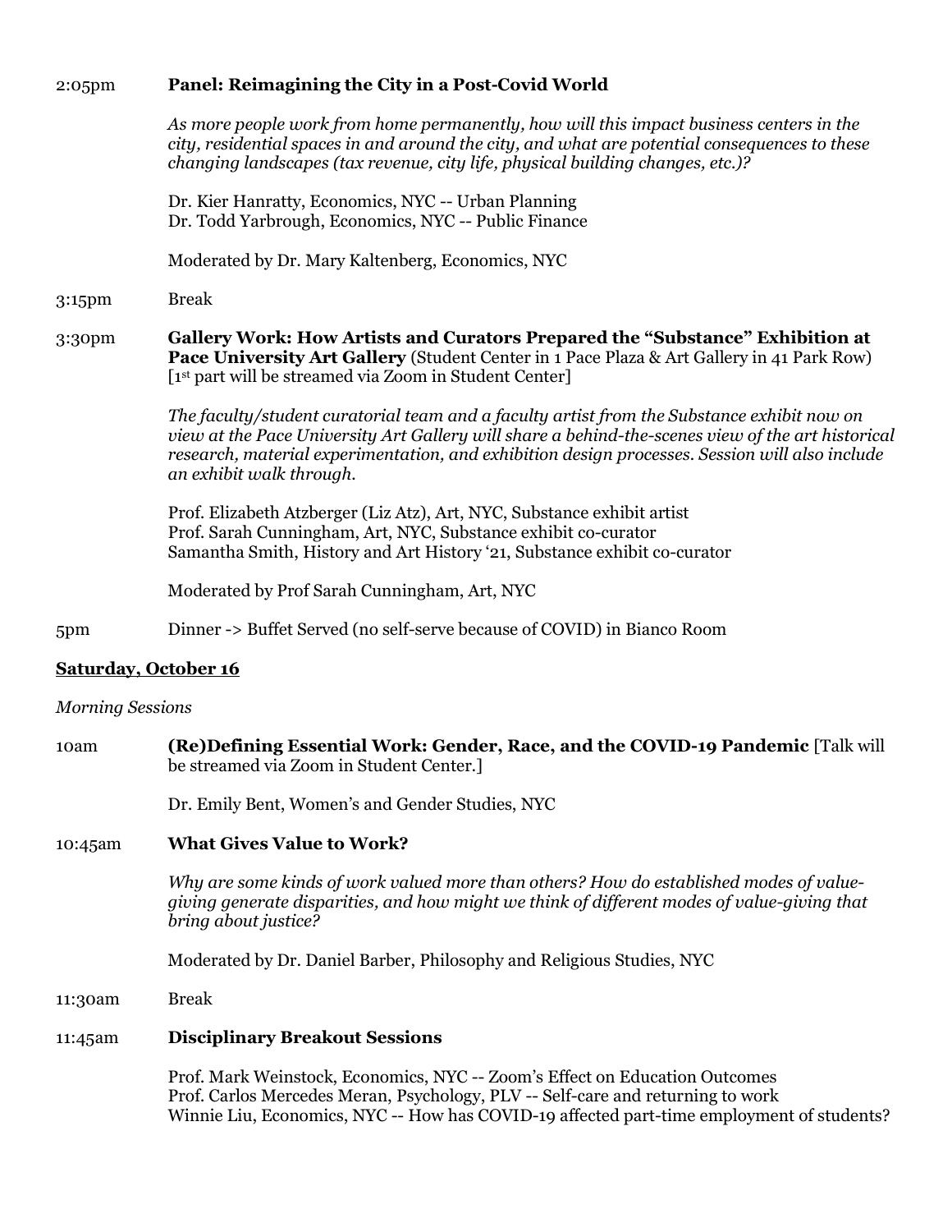2:05pm **Panel: Reimagining the City in a Post-Covid World**

*As more people work from home permanently, how will this impact business centers in the city, residential spaces in and around the city, and what are potential consequences to these changing landscapes (tax revenue, city life, physical building changes, etc.)?*

Dr. Kier Hanratty, Economics, NYC -- Urban Planning
Dr. Todd Yarbrough, Economics, NYC -- Public Finance

Moderated by Dr. Mary Kaltenberg, Economics, NYC

3:15pm Break

3:30pm **Gallery Work: How Artists and Curators Prepared the "Substance" Exhibition at Pace University Art Gallery** (Student Center in 1 Pace Plaza & Art Gallery in 41 Park Row) [1st part will be streamed via Zoom in Student Center]

*The faculty/student curatorial team and a faculty artist from the Substance exhibit now on view at the Pace University Art Gallery will share a behind-the-scenes view of the art historical research, material experimentation, and exhibition design processes. Session will also include an exhibit walk through.*

Prof. Elizabeth Atzberger (Liz Atz), Art, NYC, Substance exhibit artist
Prof. Sarah Cunningham, Art, NYC, Substance exhibit co-curator
Samantha Smith, History and Art History '21, Substance exhibit co-curator

Moderated by Prof Sarah Cunningham, Art, NYC

5pm Dinner -> Buffet Served (no self-serve because of COVID) in Bianco Room

## Saturday, October 16

*Morning Sessions*

10am **(Re)Defining Essential Work: Gender, Race, and the COVID-19 Pandemic** [Talk will be streamed via Zoom in Student Center.]

Dr. Emily Bent, Women's and Gender Studies, NYC

10:45am **What Gives Value to Work?**

*Why are some kinds of work valued more than others? How do established modes of value-giving generate disparities, and how might we think of different modes of value-giving that bring about justice?*

Moderated by Dr. Daniel Barber, Philosophy and Religious Studies, NYC

11:30am Break

11:45am **Disciplinary Breakout Sessions**

Prof. Mark Weinstock, Economics, NYC -- Zoom's Effect on Education Outcomes
Prof. Carlos Mercedes Meran, Psychology, PLV -- Self-care and returning to work
Winnie Liu, Economics, NYC -- How has COVID-19 affected part-time employment of students?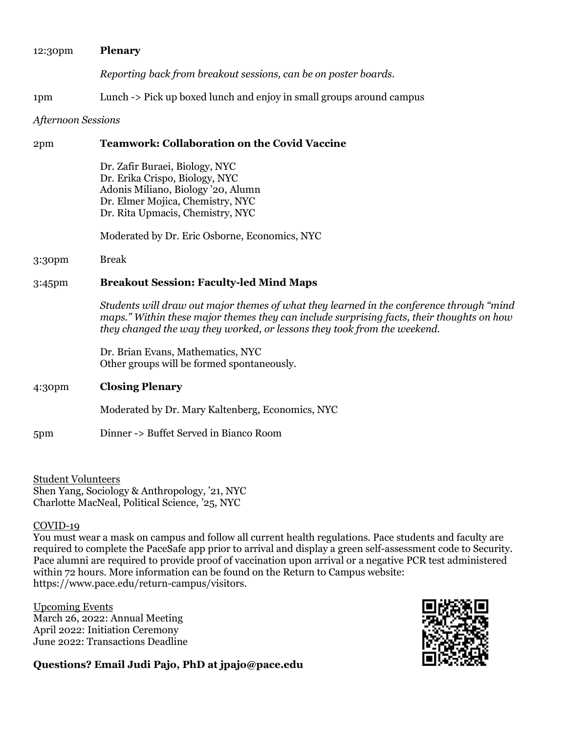12:30pm **Plenary**

*Reporting back from breakout sessions, can be on poster boards.*

1pm Lunch -> Pick up boxed lunch and enjoy in small groups around campus

*Afternoon Sessions*

2pm **Teamwork: Collaboration on the Covid Vaccine**

Dr. Zafir Buraei, Biology, NYC
Dr. Erika Crispo, Biology, NYC
Adonis Miliano, Biology '20, Alumn
Dr. Elmer Mojica, Chemistry, NYC
Dr. Rita Upmacis, Chemistry, NYC

Moderated by Dr. Eric Osborne, Economics, NYC

3:30pm Break

3:45pm **Breakout Session: Faculty-led Mind Maps**

*Students will draw out major themes of what they learned in the conference through "mind maps." Within these major themes they can include surprising facts, their thoughts on how they changed the way they worked, or lessons they took from the weekend.*

Dr. Brian Evans, Mathematics, NYC
Other groups will be formed spontaneously.

4:30pm **Closing Plenary**

Moderated by Dr. Mary Kaltenberg, Economics, NYC

5pm Dinner -> Buffet Served in Bianco Room

Student Volunteers
Shen Yang, Sociology & Anthropology, '21, NYC
Charlotte MacNeal, Political Science, '25, NYC

COVID-19
You must wear a mask on campus and follow all current health regulations. Pace students and faculty are required to complete the PaceSafe app prior to arrival and display a green self-assessment code to Security. Pace alumni are required to provide proof of vaccination upon arrival or a negative PCR test administered within 72 hours. More information can be found on the Return to Campus website: https://www.pace.edu/return-campus/visitors.

Upcoming Events
March 26, 2022: Annual Meeting
April 2022: Initiation Ceremony
June 2022: Transactions Deadline

**Questions? Email Judi Pajo, PhD at jpajo@pace.edu**